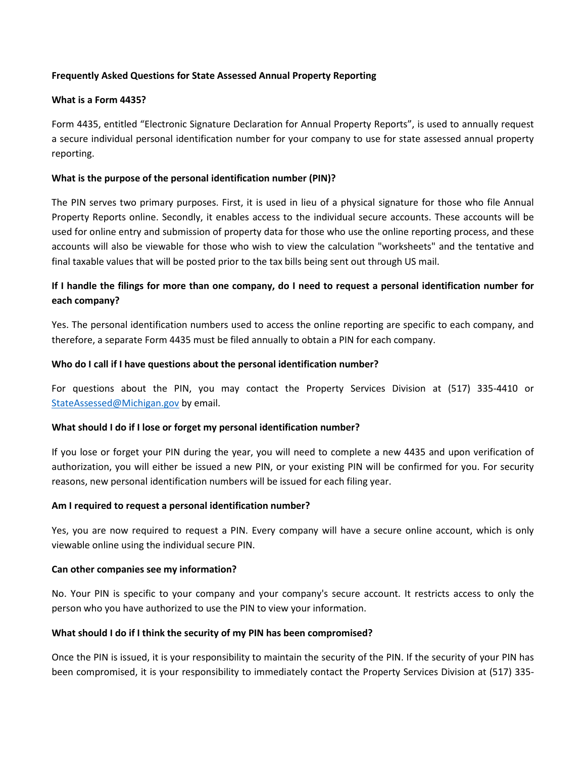**Frequently Asked Questions for State Assessed Annual Property Reporting**

**What is a Form 4435?**

Form 4435, entitled "Electronic Signature Declaration for Annual Property Reports", is used to annually request a secure individual personal identification number for your company to use for state assessed annual property reporting.

**What is the purpose of the personal identification number (PIN)?**

The PIN serves two primary purposes. First, it is used in lieu of a physical signature for those who file Annual Property Reports online. Secondly, it enables access to the individual secure accounts. These accounts will be used for online entry and submission of property data for those who use the online reporting process, and these accounts will also be viewable for those who wish to view the calculation "worksheets" and the tentative and final taxable values that will be posted prior to the tax bills being sent out through US mail.

**If I handle the filings for more than one company, do I need to request a personal identification number for each company?**

Yes. The personal identification numbers used to access the online reporting are specific to each company, and therefore, a separate Form 4435 must be filed annually to obtain a PIN for each company.

**Who do I call if I have questions about the personal identification number?**

For questions about the PIN, you may contact the Property Services Division at (517) 335-4410 or StateAssessed@Michigan.gov by email.

**What should I do if I lose or forget my personal identification number?**

If you lose or forget your PIN during the year, you will need to complete a new 4435 and upon verification of authorization, you will either be issued a new PIN, or your existing PIN will be confirmed for you. For security reasons, new personal identification numbers will be issued for each filing year.

**Am I required to request a personal identification number?**

Yes, you are now required to request a PIN. Every company will have a secure online account, which is only viewable online using the individual secure PIN.

**Can other companies see my information?**

No. Your PIN is specific to your company and your company's secure account. It restricts access to only the person who you have authorized to use the PIN to view your information.

**What should I do if I think the security of my PIN has been compromised?**

Once the PIN is issued, it is your responsibility to maintain the security of the PIN. If the security of your PIN has been compromised, it is your responsibility to immediately contact the Property Services Division at (517) 335-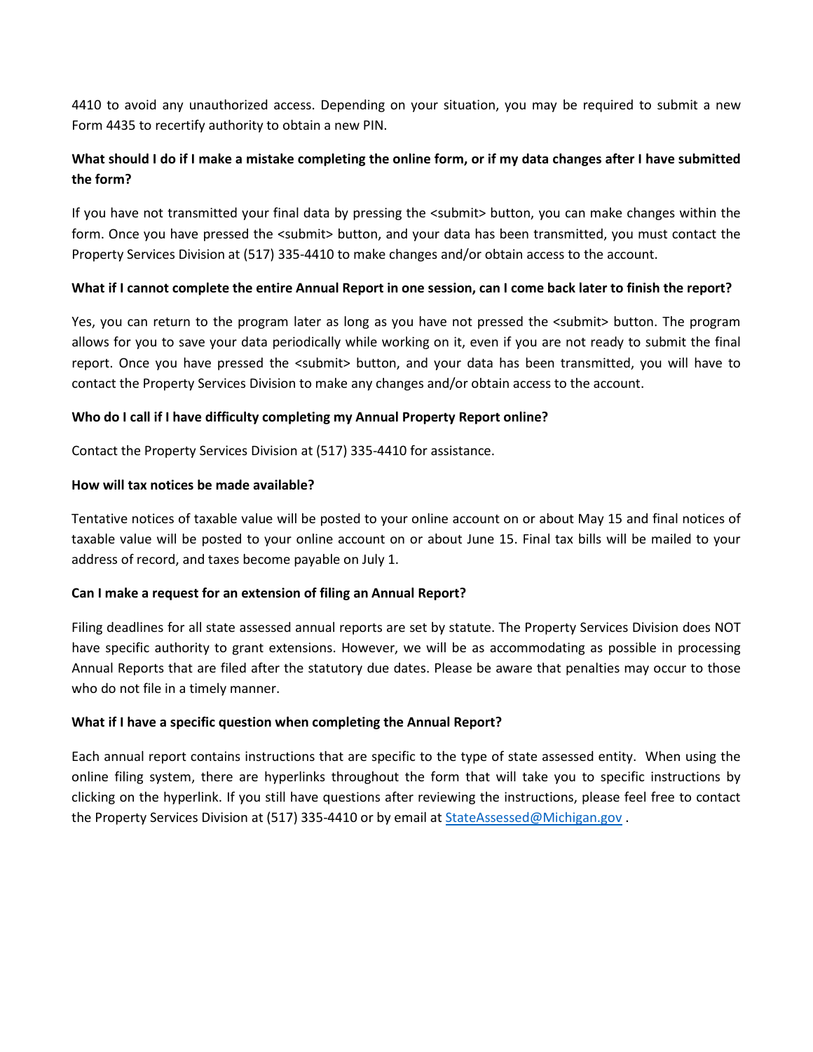4410 to avoid any unauthorized access. Depending on your situation, you may be required to submit a new Form 4435 to recertify authority to obtain a new PIN.

**What should I do if I make a mistake completing the online form, or if my data changes after I have submitted the form?**

If you have not transmitted your final data by pressing the <submit> button, you can make changes within the form. Once you have pressed the <submit> button, and your data has been transmitted, you must contact the Property Services Division at (517) 335-4410 to make changes and/or obtain access to the account.

**What if I cannot complete the entire Annual Report in one session, can I come back later to finish the report?**

Yes, you can return to the program later as long as you have not pressed the <submit> button. The program allows for you to save your data periodically while working on it, even if you are not ready to submit the final report. Once you have pressed the <submit> button, and your data has been transmitted, you will have to contact the Property Services Division to make any changes and/or obtain access to the account.

**Who do I call if I have difficulty completing my Annual Property Report online?**

Contact the Property Services Division at (517) 335-4410 for assistance.

**How will tax notices be made available?**

Tentative notices of taxable value will be posted to your online account on or about May 15 and final notices of taxable value will be posted to your online account on or about June 15. Final tax bills will be mailed to your address of record, and taxes become payable on July 1.

**Can I make a request for an extension of filing an Annual Report?**

Filing deadlines for all state assessed annual reports are set by statute. The Property Services Division does NOT have specific authority to grant extensions. However, we will be as accommodating as possible in processing Annual Reports that are filed after the statutory due dates. Please be aware that penalties may occur to those who do not file in a timely manner.

**What if I have a specific question when completing the Annual Report?**

Each annual report contains instructions that are specific to the type of state assessed entity. When using the online filing system, there are hyperlinks throughout the form that will take you to specific instructions by clicking on the hyperlink. If you still have questions after reviewing the instructions, please feel free to contact the Property Services Division at (517) 335-4410 or by email at StateAssessed@Michigan.gov .